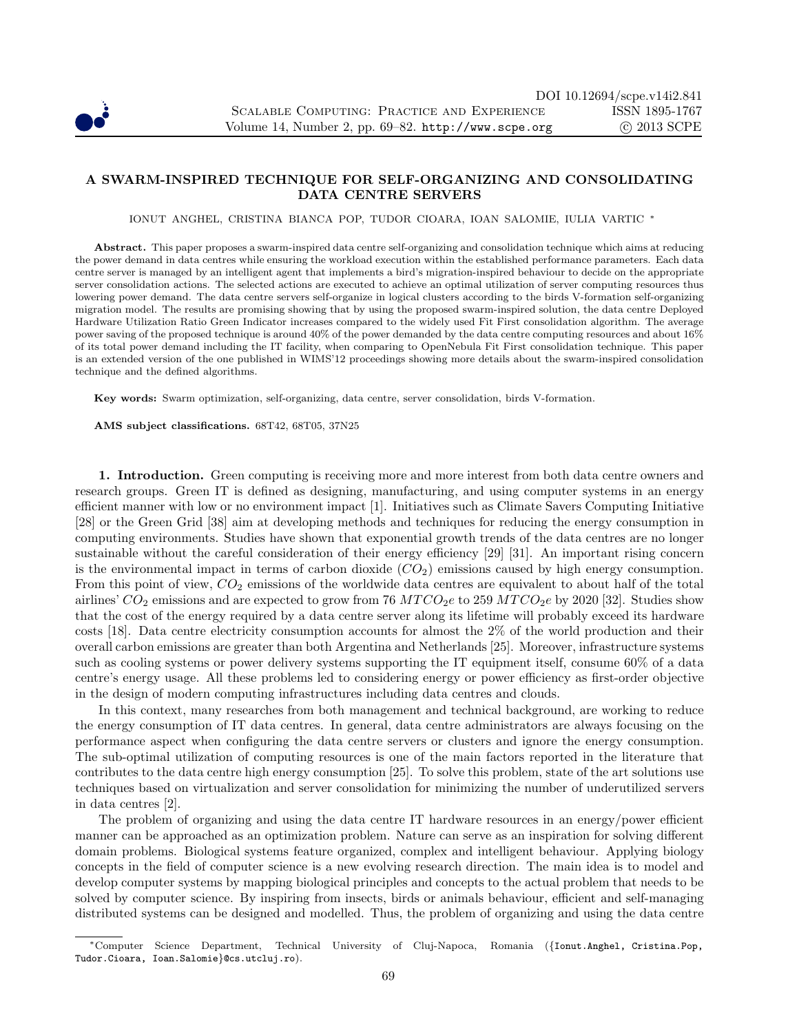# A SWARM-INSPIRED TECHNIQUE FOR SELF-ORGANIZING AND CONSOLIDATING DATA CENTRE SERVERS

IONUT ANGHEL, CRISTINA BIANCA POP, TUDOR CIOARA, IOAN SALOMIE, IULIA VARTIC [*]

**Abstract.** This paper proposes a swarm-inspired data centre self-organizing and consolidation technique which aims at reducing the power demand in data centres while ensuring the workload execution within the established performance parameters. Each data centre server is managed by an intelligent agent that implements a bird's migration-inspired behaviour to decide on the appropriate server consolidation actions. The selected actions are executed to achieve an optimal utilization of server computing resources thus lowering power demand. The data centre servers self-organize in logical clusters according to the birds V-formation self-organizing migration model. The results are promising showing that by using the proposed swarm-inspired solution, the data centre Deployed Hardware Utilization Ratio Green Indicator increases compared to the widely used Fit First consolidation algorithm. The average power saving of the proposed technique is around 40% of the power demanded by the data centre computing resources and about 16% of its total power demand including the IT facility, when comparing to OpenNebula Fit First consolidation technique. This paper is an extended version of the one published in WIMS'12 proceedings showing more details about the swarm-inspired consolidation technique and the defined algorithms.

**Key words:** Swarm optimization, self-organizing, data centre, server consolidation, birds V-formation.

**AMS subject classifications.** 68T42, 68T05, 37N25

## 1. Introduction.

Green computing is receiving more and more interest from both data centre owners and research groups. Green IT is defined as designing, manufacturing, and using computer systems in an energy efficient manner with low or no environment impact [1]. Initiatives such as Climate Savers Computing Initiative [28] or the Green Grid [38] aim at developing methods and techniques for reducing the energy consumption in computing environments. Studies have shown that exponential growth trends of the data centres are no longer sustainable without the careful consideration of their energy efficiency [29] [31]. An important rising concern is the environmental impact in terms of carbon dioxide ($CO_2$) emissions caused by high energy consumption. From this point of view, $CO_2$ emissions of the worldwide data centres are equivalent to about half of the total airlines' $CO_2$ emissions and are expected to grow from 76 $MTCO_2e$ to 259 $MTCO_2e$ by 2020 [32]. Studies show that the cost of the energy required by a data centre server along its lifetime will probably exceed its hardware costs [18]. Data centre electricity consumption accounts for almost the 2% of the world production and their overall carbon emissions are greater than both Argentina and Netherlands [25]. Moreover, infrastructure systems such as cooling systems or power delivery systems supporting the IT equipment itself, consume 60% of a data centre's energy usage. All these problems led to considering energy or power efficiency as first-order objective in the design of modern computing infrastructures including data centres and clouds.

In this context, many researches from both management and technical background, are working to reduce the energy consumption of IT data centres. In general, data centre administrators are always focusing on the performance aspect when configuring the data centre servers or clusters and ignore the energy consumption. The sub-optimal utilization of computing resources is one of the main factors reported in the literature that contributes to the data centre high energy consumption [25]. To solve this problem, state of the art solutions use techniques based on virtualization and server consolidation for minimizing the number of underutilized servers in data centres [2].

The problem of organizing and using the data centre IT hardware resources in an energy/power efficient manner can be approached as an optimization problem. Nature can serve as an inspiration for solving different domain problems. Biological systems feature organized, complex and intelligent behaviour. Applying biology concepts in the field of computer science is a new evolving research direction. The main idea is to model and develop computer systems by mapping biological principles and concepts to the actual problem that needs to be solved by computer science. By inspiring from insects, birds or animals behaviour, efficient and self-managing distributed systems can be designed and modelled. Thus, the problem of organizing and using the data centre

[*] Computer Science Department, Technical University of Cluj-Napoca, Romania ({Ionut.Anghel, Cristina.Pop, Tudor.Cioara, Ioan.Salomie}@cs.utcluj.ro).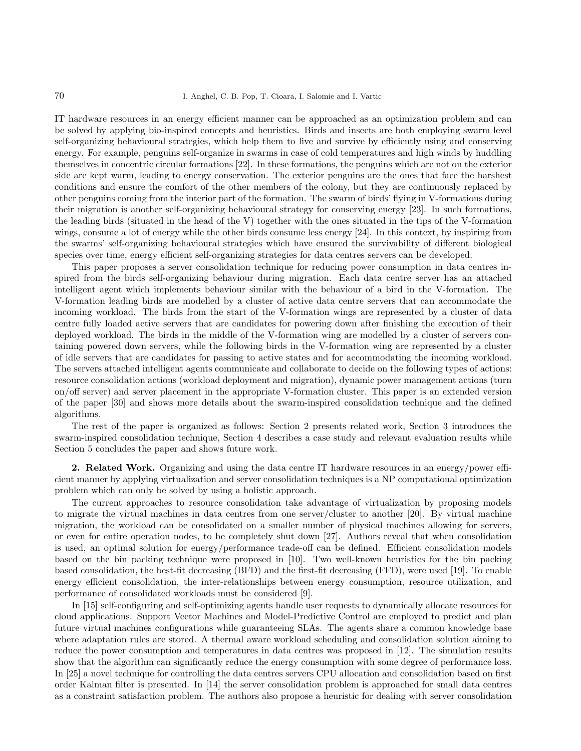IT hardware resources in an energy efficient manner can be approached as an optimization problem and can be solved by applying bio-inspired concepts and heuristics. Birds and insects are both employing swarm level self-organizing behavioural strategies, which help them to live and survive by efficiently using and conserving energy. For example, penguins self-organize in swarms in case of cold temperatures and high winds by huddling themselves in concentric circular formations [22]. In these formations, the penguins which are not on the exterior side are kept warm, leading to energy conservation. The exterior penguins are the ones that face the harshest conditions and ensure the comfort of the other members of the colony, but they are continuously replaced by other penguins coming from the interior part of the formation. The swarm of birds' flying in V-formations during their migration is another self-organizing behavioural strategy for conserving energy [23]. In such formations, the leading birds (situated in the head of the V) together with the ones situated in the tips of the V-formation wings, consume a lot of energy while the other birds consume less energy [24]. In this context, by inspiring from the swarms' self-organizing behavioural strategies which have ensured the survivability of different biological species over time, energy efficient self-organizing strategies for data centres servers can be developed.

This paper proposes a server consolidation technique for reducing power consumption in data centres inspired from the birds self-organizing behaviour during migration. Each data centre server has an attached intelligent agent which implements behaviour similar with the behaviour of a bird in the V-formation. The V-formation leading birds are modelled by a cluster of active data centre servers that can accommodate the incoming workload. The birds from the start of the V-formation wings are represented by a cluster of data centre fully loaded active servers that are candidates for powering down after finishing the execution of their deployed workload. The birds in the middle of the V-formation wing are modelled by a cluster of servers containing powered down servers, while the following birds in the V-formation wing are represented by a cluster of idle servers that are candidates for passing to active states and for accommodating the incoming workload. The servers attached intelligent agents communicate and collaborate to decide on the following types of actions: resource consolidation actions (workload deployment and migration), dynamic power management actions (turn on/off server) and server placement in the appropriate V-formation cluster. This paper is an extended version of the paper [30] and shows more details about the swarm-inspired consolidation technique and the defined algorithms.

The rest of the paper is organized as follows: Section 2 presents related work, Section 3 introduces the swarm-inspired consolidation technique, Section 4 describes a case study and relevant evaluation results while Section 5 concludes the paper and shows future work.

## 2. Related Work.

Organizing and using the data centre IT hardware resources in an energy/power efficient manner by applying virtualization and server consolidation techniques is a NP computational optimization problem which can only be solved by using a holistic approach.

The current approaches to resource consolidation take advantage of virtualization by proposing models to migrate the virtual machines in data centres from one server/cluster to another [20]. By virtual machine migration, the workload can be consolidated on a smaller number of physical machines allowing for servers, or even for entire operation nodes, to be completely shut down [27]. Authors reveal that when consolidation is used, an optimal solution for energy/performance trade-off can be defined. Efficient consolidation models based on the bin packing technique were proposed in [10]. Two well-known heuristics for the bin packing based consolidation, the best-fit decreasing (BFD) and the first-fit decreasing (FFD), were used [19]. To enable energy efficient consolidation, the inter-relationships between energy consumption, resource utilization, and performance of consolidated workloads must be considered [9].

In [15] self-configuring and self-optimizing agents handle user requests to dynamically allocate resources for cloud applications. Support Vector Machines and Model-Predictive Control are employed to predict and plan future virtual machines configurations while guaranteeing SLAs. The agents share a common knowledge base where adaptation rules are stored. A thermal aware workload scheduling and consolidation solution aiming to reduce the power consumption and temperatures in data centres was proposed in [12]. The simulation results show that the algorithm can significantly reduce the energy consumption with some degree of performance loss. In [25] a novel technique for controlling the data centres servers CPU allocation and consolidation based on first order Kalman filter is presented. In [14] the server consolidation problem is approached for small data centres as a constraint satisfaction problem. The authors also propose a heuristic for dealing with server consolidation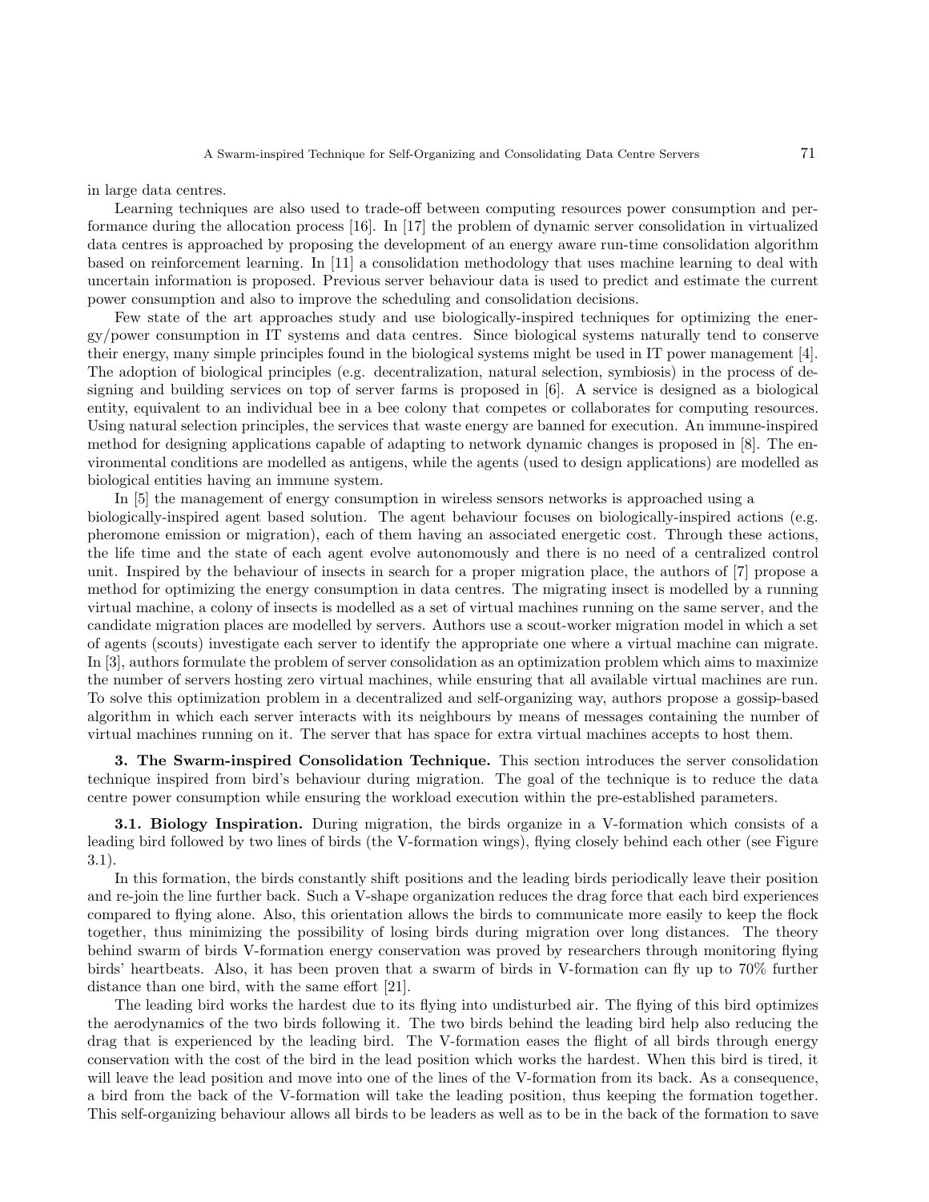in large data centres.

Learning techniques are also used to trade-off between computing resources power consumption and performance during the allocation process [16]. In [17] the problem of dynamic server consolidation in virtualized data centres is approached by proposing the development of an energy aware run-time consolidation algorithm based on reinforcement learning. In [11] a consolidation methodology that uses machine learning to deal with uncertain information is proposed. Previous server behaviour data is used to predict and estimate the current power consumption and also to improve the scheduling and consolidation decisions.

Few state of the art approaches study and use biologically-inspired techniques for optimizing the energy/power consumption in IT systems and data centres. Since biological systems naturally tend to conserve their energy, many simple principles found in the biological systems might be used in IT power management [4]. The adoption of biological principles (e.g. decentralization, natural selection, symbiosis) in the process of designing and building services on top of server farms is proposed in [6]. A service is designed as a biological entity, equivalent to an individual bee in a bee colony that competes or collaborates for computing resources. Using natural selection principles, the services that waste energy are banned for execution. An immune-inspired method for designing applications capable of adapting to network dynamic changes is proposed in [8]. The environmental conditions are modelled as antigens, while the agents (used to design applications) are modelled as biological entities having an immune system.

In [5] the management of energy consumption in wireless sensors networks is approached using a biologically-inspired agent based solution. The agent behaviour focuses on biologically-inspired actions (e.g. pheromone emission or migration), each of them having an associated energetic cost. Through these actions, the life time and the state of each agent evolve autonomously and there is no need of a centralized control unit. Inspired by the behaviour of insects in search for a proper migration place, the authors of [7] propose a method for optimizing the energy consumption in data centres. The migrating insect is modelled by a running virtual machine, a colony of insects is modelled as a set of virtual machines running on the same server, and the candidate migration places are modelled by servers. Authors use a scout-worker migration model in which a set of agents (scouts) investigate each server to identify the appropriate one where a virtual machine can migrate. In [3], authors formulate the problem of server consolidation as an optimization problem which aims to maximize the number of servers hosting zero virtual machines, while ensuring that all available virtual machines are run. To solve this optimization problem in a decentralized and self-organizing way, authors propose a gossip-based algorithm in which each server interacts with its neighbours by means of messages containing the number of virtual machines running on it. The server that has space for extra virtual machines accepts to host them.

## 3. The Swarm-inspired Consolidation Technique.

This section introduces the server consolidation technique inspired from bird's behaviour during migration. The goal of the technique is to reduce the data centre power consumption while ensuring the workload execution within the pre-established parameters.

### 3.1. Biology Inspiration.

During migration, the birds organize in a V-formation which consists of a leading bird followed by two lines of birds (the V-formation wings), flying closely behind each other (see Figure 3.1).

In this formation, the birds constantly shift positions and the leading birds periodically leave their position and re-join the line further back. Such a V-shape organization reduces the drag force that each bird experiences compared to flying alone. Also, this orientation allows the birds to communicate more easily to keep the flock together, thus minimizing the possibility of losing birds during migration over long distances. The theory behind swarm of birds V-formation energy conservation was proved by researchers through monitoring flying birds' heartbeats. Also, it has been proven that a swarm of birds in V-formation can fly up to 70% further distance than one bird, with the same effort [21].

The leading bird works the hardest due to its flying into undisturbed air. The flying of this bird optimizes the aerodynamics of the two birds following it. The two birds behind the leading bird help also reducing the drag that is experienced by the leading bird. The V-formation eases the flight of all birds through energy conservation with the cost of the bird in the lead position which works the hardest. When this bird is tired, it will leave the lead position and move into one of the lines of the V-formation from its back. As a consequence, a bird from the back of the V-formation will take the leading position, thus keeping the formation together. This self-organizing behaviour allows all birds to be leaders as well as to be in the back of the formation to save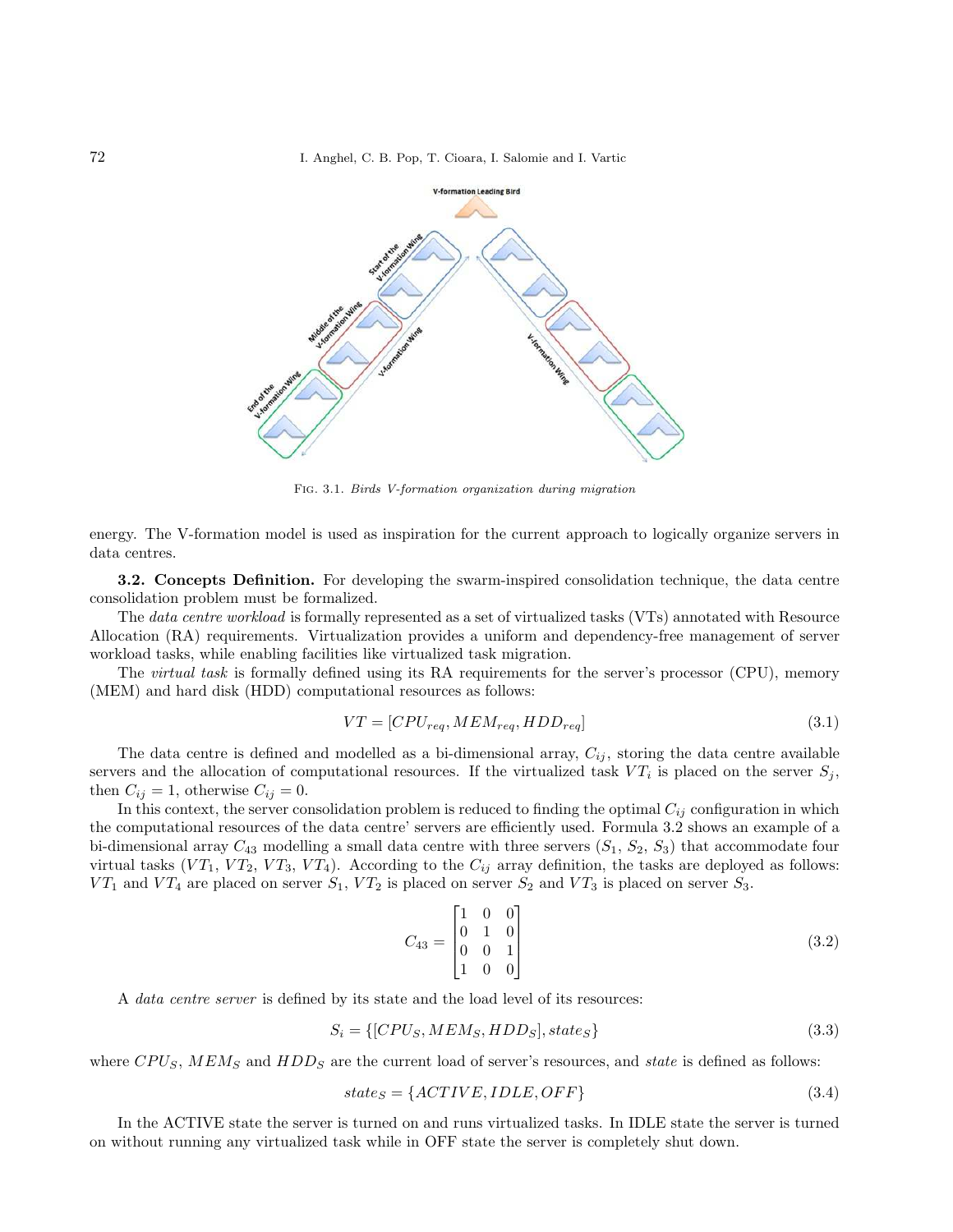Fig. 3.1. *Birds V-formation organization during migration*

energy. The V-formation model is used as inspiration for the current approach to logically organize servers in data centres.

**3.2. Concepts Definition.** For developing the swarm-inspired consolidation technique, the data centre consolidation problem must be formalized.

The *data centre workload* is formally represented as a set of virtualized tasks (VTs) annotated with Resource Allocation (RA) requirements. Virtualization provides a uniform and dependency-free management of server workload tasks, while enabling facilities like virtualized task migration.

The *virtual task* is formally defined using its RA requirements for the server's processor (CPU), memory (MEM) and hard disk (HDD) computational resources as follows:

$$VT = [CPU_{req}, MEM_{req}, HDD_{req}] \tag{3.1}$$

The data centre is defined and modelled as a bi-dimensional array, $C_{ij}$, storing the data centre available servers and the allocation of computational resources. If the virtualized task $VT_i$ is placed on the server $S_j$, then $C_{ij} = 1$, otherwise $C_{ij} = 0$.

In this context, the server consolidation problem is reduced to finding the optimal $C_{ij}$ configuration in which the computational resources of the data centre' servers are efficiently used. Formula 3.2 shows an example of a bi-dimensional array $C_{43}$ modelling a small data centre with three servers ($S_1$, $S_2$, $S_3$) that accommodate four virtual tasks ($VT_1$, $VT_2$, $VT_3$, $VT_4$). According to the $C_{ij}$ array definition, the tasks are deployed as follows: $VT_1$ and $VT_4$ are placed on server $S_1$, $VT_2$ is placed on server $S_2$ and $VT_3$ is placed on server $S_3$.

$$C_{43} = \begin{bmatrix} 1 & 0 & 0 \\ 0 & 1 & 0 \\ 0 & 0 & 1 \\ 1 & 0 & 0 \end{bmatrix} \tag{3.2}$$

A *data centre server* is defined by its state and the load level of its resources:

$$S_i = \{[CPU_S, MEM_S, HDD_S], state_S\} \tag{3.3}$$

where $CPU_S$, $MEM_S$ and $HDD_S$ are the current load of server's resources, and *state* is defined as follows:

$$state_S = \{ACTIVE, IDLE, OFF\} \tag{3.4}$$

In the ACTIVE state the server is turned on and runs virtualized tasks. In IDLE state the server is turned on without running any virtualized task while in OFF state the server is completely shut down.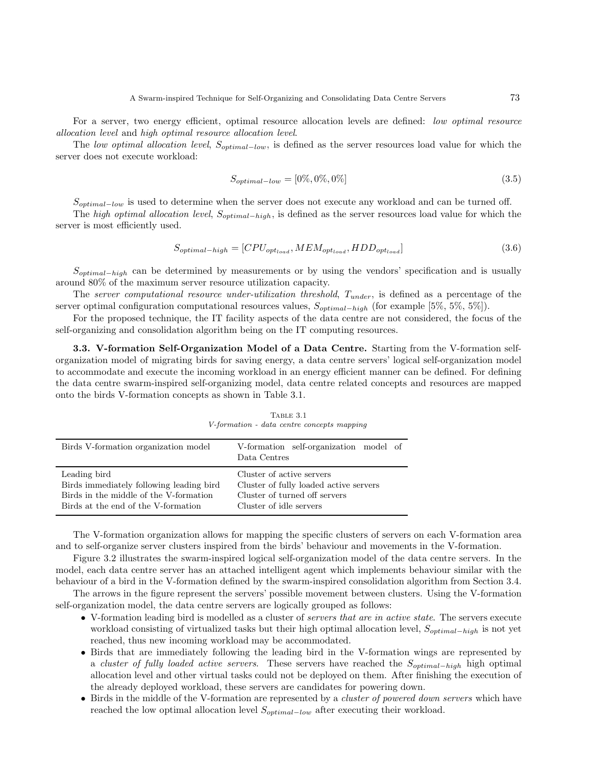For a server, two energy efficient, optimal resource allocation levels are defined: *low optimal resource allocation level* and *high optimal resource allocation level*.

The *low optimal allocation level*, $S_{optimal-low}$, is defined as the server resources load value for which the server does not execute workload:

$$S_{optimal-low} = [0\%, 0\%, 0\%] \tag{3.5}$$

$S_{optimal-low}$ is used to determine when the server does not execute any workload and can be turned off.

The *high optimal allocation level*, $S_{optimal-high}$, is defined as the server resources load value for which the server is most efficiently used.

$$S_{optimal-high} = [CPU_{opt_{load}}, MEM_{opt_{load}}, HDD_{opt_{load}}] \tag{3.6}$$

$S_{optimal-high}$ can be determined by measurements or by using the vendors' specification and is usually around 80% of the maximum server resource utilization capacity.

The *server computational resource under-utilization threshold*, $T_{under}$, is defined as a percentage of the server optimal configuration computational resources values, $S_{optimal-high}$ (for example [5%, 5%, 5%]).

For the proposed technique, the IT facility aspects of the data centre are not considered, the focus of the self-organizing and consolidation algorithm being on the IT computing resources.

**3.3. V-formation Self-Organization Model of a Data Centre.** Starting from the V-formation self-organization model of migrating birds for saving energy, a data centre servers' logical self-organization model to accommodate and execute the incoming workload in an energy efficient manner can be defined. For defining the data centre swarm-inspired self-organizing model, data centre related concepts and resources are mapped onto the birds V-formation concepts as shown in Table 3.1.

Table 3.1
*V-formation - data centre concepts mapping*

| Birds V-formation organization model | V-formation self-organization model of Data Centres |
|---|---|
| Leading bird | Cluster of active servers |
| Birds immediately following leading bird | Cluster of fully loaded active servers |
| Birds in the middle of the V-formation | Cluster of turned off servers |
| Birds at the end of the V-formation | Cluster of idle servers |

The V-formation organization allows for mapping the specific clusters of servers on each V-formation area and to self-organize server clusters inspired from the birds' behaviour and movements in the V-formation.

Figure 3.2 illustrates the swarm-inspired logical self-organization model of the data centre servers. In the model, each data centre server has an attached intelligent agent which implements behaviour similar with the behaviour of a bird in the V-formation defined by the swarm-inspired consolidation algorithm from Section 3.4.

The arrows in the figure represent the servers' possible movement between clusters. Using the V-formation self-organization model, the data centre servers are logically grouped as follows:

- V-formation leading bird is modelled as a cluster of *servers that are in active state*. The servers execute workload consisting of virtualized tasks but their high optimal allocation level, $S_{optimal-high}$ is not yet reached, thus new incoming workload may be accommodated.
- Birds that are immediately following the leading bird in the V-formation wings are represented by a *cluster of fully loaded active servers*. These servers have reached the $S_{optimal-high}$ high optimal allocation level and other virtual tasks could not be deployed on them. After finishing the execution of the already deployed workload, these servers are candidates for powering down.
- Birds in the middle of the V-formation are represented by a *cluster of powered down servers* which have reached the low optimal allocation level $S_{optimal-low}$ after executing their workload.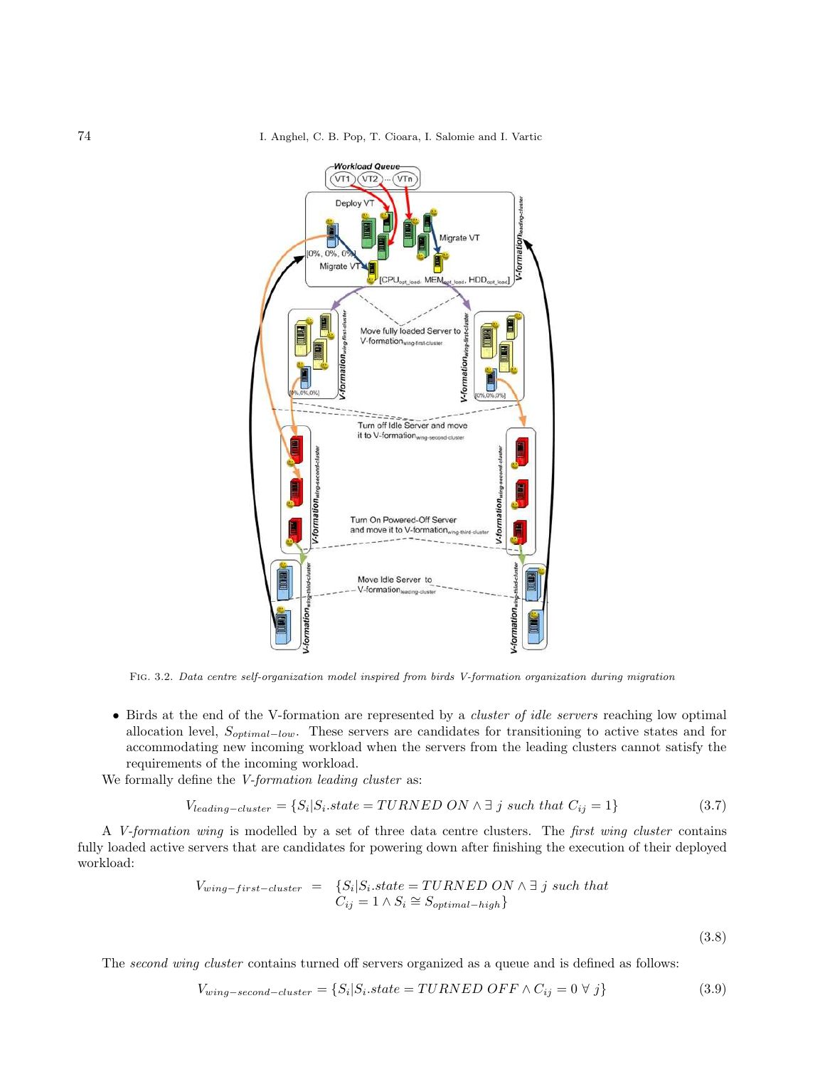FIG. 3.2. *Data centre self-organization model inspired from birds V-formation organization during migration*

- Birds at the end of the V-formation are represented by a *cluster of idle servers* reaching low optimal allocation level, $S_{optimal-low}$. These servers are candidates for transitioning to active states and for accommodating new incoming workload when the servers from the leading clusters cannot satisfy the requirements of the incoming workload.

We formally define the *V-formation leading cluster* as:

$$V_{leading-cluster} = \{S_i | S_i.state = TURNED\ ON \wedge \exists\ j\ such\ that\ C_{ij} = 1\} \tag{3.7}$$

A *V-formation wing* is modelled by a set of three data centre clusters. The *first wing cluster* contains fully loaded active servers that are candidates for powering down after finishing the execution of their deployed workload:

$$V_{wing-first-cluster} = \{S_i | S_i.state = TURNED\ ON \wedge \exists\ j\ such\ that\ C_{ij} = 1 \wedge S_i \cong S_{optimal-high}\} \tag{3.8}$$

The *second wing cluster* contains turned off servers organized as a queue and is defined as follows:

$$V_{wing-second-cluster} = \{S_i | S_i.state = TURNED\ OFF \wedge C_{ij} = 0\ \forall\ j\} \tag{3.9}$$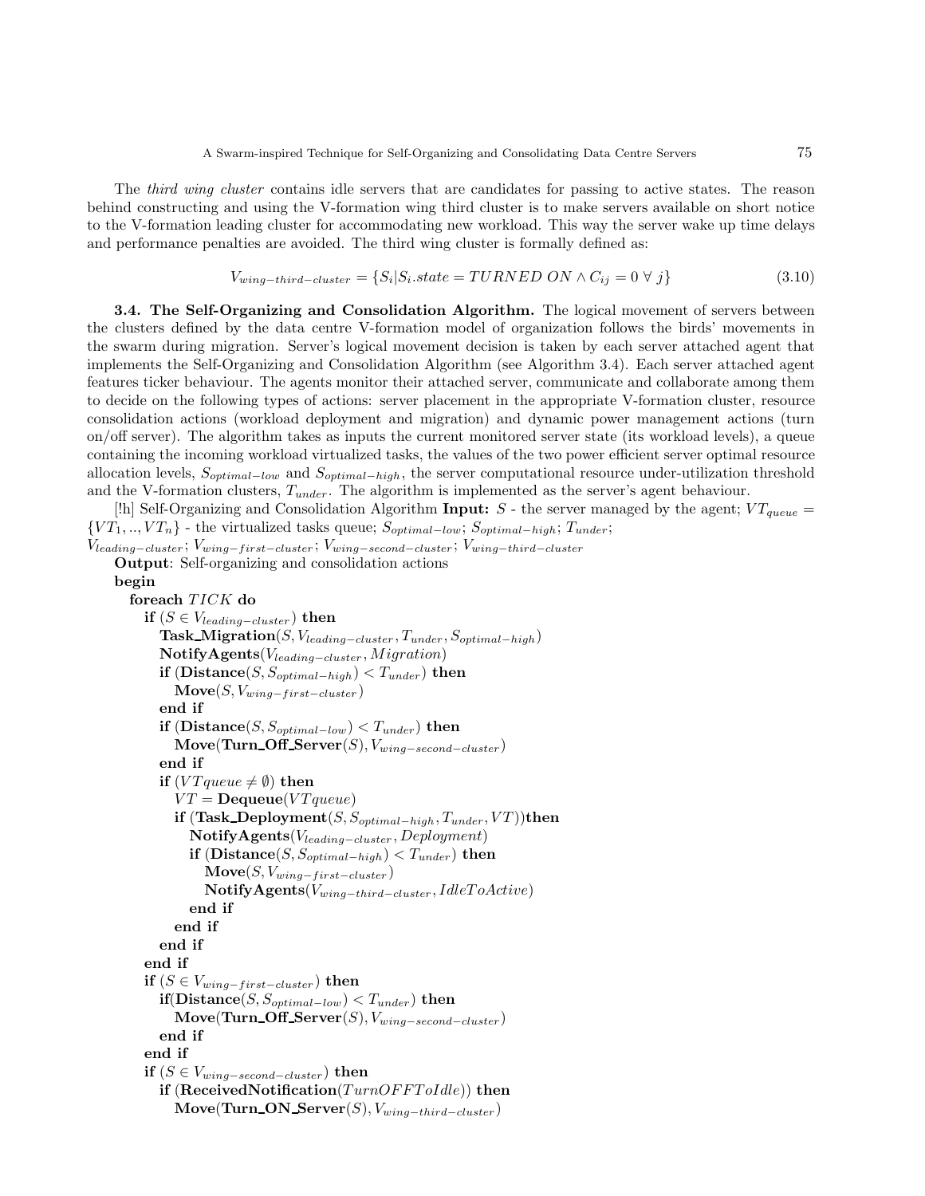The *third wing cluster* contains idle servers that are candidates for passing to active states. The reason behind constructing and using the V-formation wing third cluster is to make servers available on short notice to the V-formation leading cluster for accommodating new workload. This way the server wake up time delays and performance penalties are avoided. The third wing cluster is formally defined as:

$$V_{wing-third-cluster} = \{S_i | S_i.state = TURNED\ ON \wedge C_{ij} = 0\ \forall\ j\} \tag{3.10}$$

**3.4. The Self-Organizing and Consolidation Algorithm.** The logical movement of servers between the clusters defined by the data centre V-formation model of organization follows the birds' movements in the swarm during migration. Server's logical movement decision is taken by each server attached agent that implements the Self-Organizing and Consolidation Algorithm (see Algorithm 3.4). Each server attached agent features ticker behaviour. The agents monitor their attached server, communicate and collaborate among them to decide on the following types of actions: server placement in the appropriate V-formation cluster, resource consolidation actions (workload deployment and migration) and dynamic power management actions (turn on/off server). The algorithm takes as inputs the current monitored server state (its workload levels), a queue containing the incoming workload virtualized tasks, the values of the two power efficient server optimal resource allocation levels, $S_{optimal-low}$ and $S_{optimal-high}$, the server computational resource under-utilization threshold and the V-formation clusters, $T_{under}$. The algorithm is implemented as the server's agent behaviour.

[!h] Self-Organizing and Consolidation Algorithm **Input:** $S$ - the server managed by the agent; $VT_{queue} = \{VT_1, .., VT_n\}$ - the virtualized tasks queue; $S_{optimal-low}$; $S_{optimal-high}$; $T_{under}$; $V_{leading-cluster}$; $V_{wing-first-cluster}$; $V_{wing-second-cluster}$; $V_{wing-third-cluster}$

**Output**: Self-organizing and consolidation actions

```
begin
  foreach TICK do
    if (S ∈ V_leading-cluster) then
      Task_Migration(S, V_leading-cluster, T_under, S_optimal-high)
      NotifyAgents(V_leading-cluster, Migration)
      if (Distance(S, S_optimal-high) < T_under) then
        Move(S, V_wing-first-cluster)
      end if
      if (Distance(S, S_optimal-low) < T_under) then
        Move(Turn_Off_Server(S), V_wing-second-cluster)
      end if
      if (VTqueue ≠ ∅) then
        VT = Dequeue(VTqueue)
        if (Task_Deployment(S, S_optimal-high, T_under, VT))then
          NotifyAgents(V_leading-cluster, Deployment)
          if (Distance(S, S_optimal-high) < T_under) then
            Move(S, V_wing-first-cluster)
            NotifyAgents(V_wing-third-cluster, IdleToActive)
          end if
        end if
      end if
    end if
    if (S ∈ V_wing-first-cluster) then
      if(Distance(S, S_optimal-low) < T_under) then
        Move(Turn_Off_Server(S), V_wing-second-cluster)
      end if
    end if
    if (S ∈ V_wing-second-cluster) then
      if (ReceivedNotification(TurnOFFToIdle)) then
        Move(Turn_ON_Server(S), V_wing-third-cluster)
```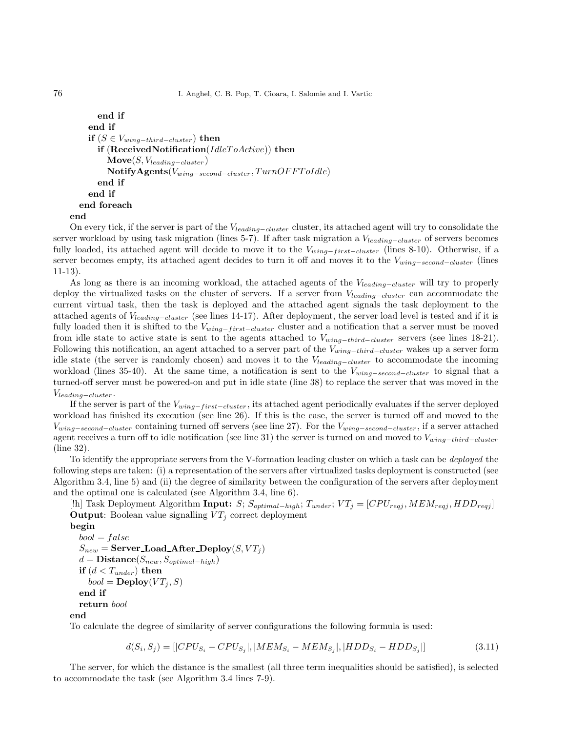```
            end if
        end if
        if (S ∈ V_{wing-third-cluster}) then
            if (ReceivedNotification(IdleToActive)) then
                Move(S, V_{leading-cluster})
                NotifyAgents(V_{wing-second-cluster}, TurnOFFToIdle)
            end if
        end if
    end foreach
end
```

On every tick, if the server is part of the $V_{leading-cluster}$ cluster, its attached agent will try to consolidate the server workload by using task migration (lines 5-7). If after task migration a $V_{leading-cluster}$ of servers becomes fully loaded, its attached agent will decide to move it to the $V_{wing-first-cluster}$ (lines 8-10). Otherwise, if a server becomes empty, its attached agent decides to turn it off and moves it to the $V_{wing-second-cluster}$ (lines 11-13).

As long as there is an incoming workload, the attached agents of the $V_{leading-cluster}$ will try to properly deploy the virtualized tasks on the cluster of servers. If a server from $V_{leading-cluster}$ can accommodate the current virtual task, then the task is deployed and the attached agent signals the task deployment to the attached agents of $V_{leading-cluster}$ (see lines 14-17). After deployment, the server load level is tested and if it is fully loaded then it is shifted to the $V_{wing-first-cluster}$ cluster and a notification that a server must be moved from idle state to active state is sent to the agents attached to $V_{wing-third-cluster}$ servers (see lines 18-21). Following this notification, an agent attached to a server part of the $V_{wing-third-cluster}$ wakes up a server form idle state (the server is randomly chosen) and moves it to the $V_{leading-cluster}$ to accommodate the incoming workload (lines 35-40). At the same time, a notification is sent to the $V_{wing-second-cluster}$ to signal that a turned-off server must be powered-on and put in idle state (line 38) to replace the server that was moved in the $V_{leading-cluster}$.

If the server is part of the $V_{wing-first-cluster}$, its attached agent periodically evaluates if the server deployed workload has finished its execution (see line 26). If this is the case, the server is turned off and moved to the $V_{wing-second-cluster}$ containing turned off servers (see line 27). For the $V_{wing-second-cluster}$, if a server attached agent receives a turn off to idle notification (see line 31) the server is turned on and moved to $V_{wing-third-cluster}$ (line 32).

To identify the appropriate servers from the V-formation leading cluster on which a task can be *deployed* the following steps are taken: (i) a representation of the servers after virtualized tasks deployment is constructed (see Algorithm 3.4, line 5) and (ii) the degree of similarity between the configuration of the servers after deployment and the optimal one is calculated (see Algorithm 3.4, line 6).

[!h] Task Deployment Algorithm **Input:** $S$; $S_{optimal-high}$; $T_{under}$; $VT_j = [CPU_{reqj}, MEM_{reqj}, HDD_{reqj}]$
**Output**: Boolean value signalling $VT_j$ correct deployment

```
begin
    bool = false
    S_new = Server_Load_After_Deploy(S, VT_j)
    d = Distance(S_new, S_optimal-high)
    if (d < T_under) then
        bool = Deploy(VT_j, S)
    end if
    return bool
end
```

To calculate the degree of similarity of server configurations the following formula is used:

$$d(S_i, S_j) = [|CPU_{S_i} - CPU_{S_j}|, |MEM_{S_i} - MEM_{S_j}|, |HDD_{S_i} - HDD_{S_j}|] \tag{3.11}$$

The server, for which the distance is the smallest (all three term inequalities should be satisfied), is selected to accommodate the task (see Algorithm 3.4 lines 7-9).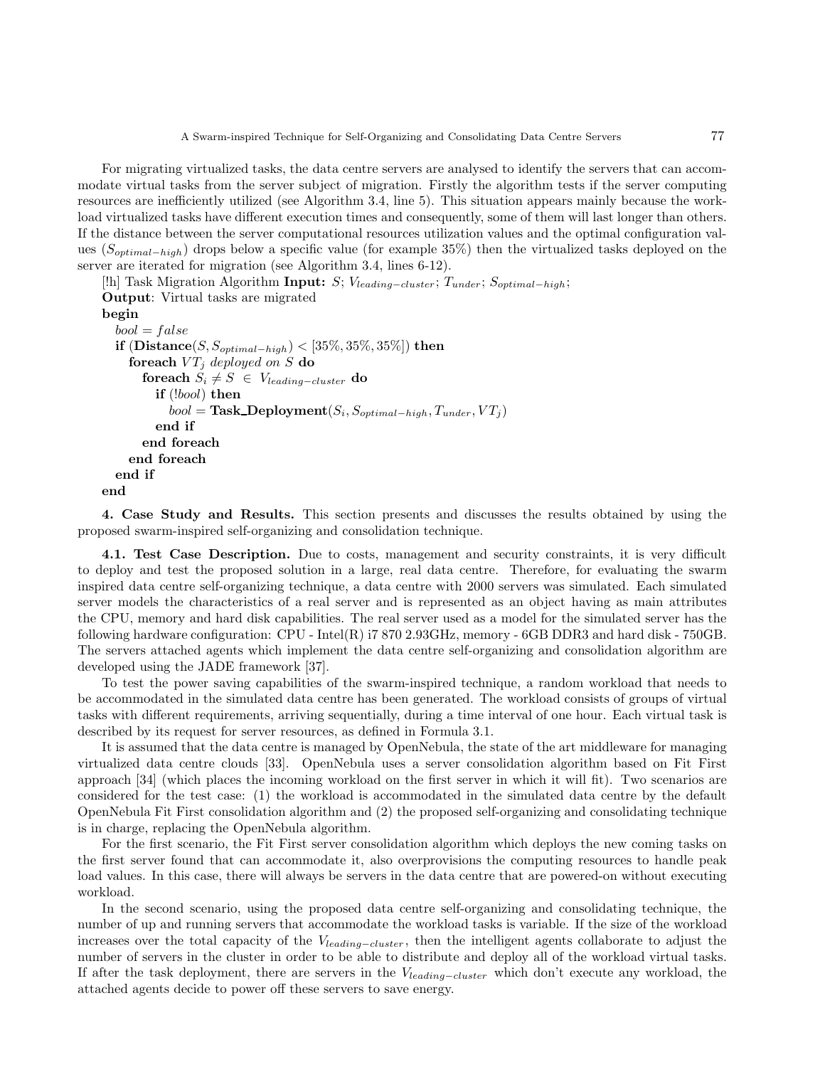For migrating virtualized tasks, the data centre servers are analysed to identify the servers that can accommodate virtual tasks from the server subject of migration. Firstly the algorithm tests if the server computing resources are inefficiently utilized (see Algorithm 3.4, line 5). This situation appears mainly because the workload virtualized tasks have different execution times and consequently, some of them will last longer than others. If the distance between the server computational resources utilization values and the optimal configuration values ($S_{optimal-high}$) drops below a specific value (for example 35%) then the virtualized tasks deployed on the server are iterated for migration (see Algorithm 3.4, lines 6-12).

[!h] Task Migration Algorithm **Input:** $S$; $V_{leading-cluster}$; $T_{under}$; $S_{optimal-high}$;
**Output**: Virtual tasks are migrated

**begin**
&nbsp;&nbsp;$bool = false$
&nbsp;&nbsp;**if** (**Distance**($S, S_{optimal-high}$) $< [35\%, 35\%, 35\%]$) **then**
&nbsp;&nbsp;&nbsp;&nbsp;**foreach** $VT_j$ *deployed on* $S$ **do**
&nbsp;&nbsp;&nbsp;&nbsp;&nbsp;&nbsp;**foreach** $S_i \neq S \in V_{leading-cluster}$ **do**
&nbsp;&nbsp;&nbsp;&nbsp;&nbsp;&nbsp;&nbsp;&nbsp;**if** (!*bool*) **then**
&nbsp;&nbsp;&nbsp;&nbsp;&nbsp;&nbsp;&nbsp;&nbsp;&nbsp;&nbsp;$bool =$ **Task_Deployment**($S_i, S_{optimal-high}, T_{under}, VT_j$)
&nbsp;&nbsp;&nbsp;&nbsp;&nbsp;&nbsp;&nbsp;&nbsp;**end if**
&nbsp;&nbsp;&nbsp;&nbsp;&nbsp;&nbsp;**end foreach**
&nbsp;&nbsp;&nbsp;&nbsp;**end foreach**
&nbsp;&nbsp;**end if**
**end**

**4. Case Study and Results.** This section presents and discusses the results obtained by using the proposed swarm-inspired self-organizing and consolidation technique.

**4.1. Test Case Description.** Due to costs, management and security constraints, it is very difficult to deploy and test the proposed solution in a large, real data centre. Therefore, for evaluating the swarm inspired data centre self-organizing technique, a data centre with 2000 servers was simulated. Each simulated server models the characteristics of a real server and is represented as an object having as main attributes the CPU, memory and hard disk capabilities. The real server used as a model for the simulated server has the following hardware configuration: CPU - Intel(R) i7 870 2.93GHz, memory - 6GB DDR3 and hard disk - 750GB. The servers attached agents which implement the data centre self-organizing and consolidation algorithm are developed using the JADE framework [37].

To test the power saving capabilities of the swarm-inspired technique, a random workload that needs to be accommodated in the simulated data centre has been generated. The workload consists of groups of virtual tasks with different requirements, arriving sequentially, during a time interval of one hour. Each virtual task is described by its request for server resources, as defined in Formula 3.1.

It is assumed that the data centre is managed by OpenNebula, the state of the art middleware for managing virtualized data centre clouds [33]. OpenNebula uses a server consolidation algorithm based on Fit First approach [34] (which places the incoming workload on the first server in which it will fit). Two scenarios are considered for the test case: (1) the workload is accommodated in the simulated data centre by the default OpenNebula Fit First consolidation algorithm and (2) the proposed self-organizing and consolidating technique is in charge, replacing the OpenNebula algorithm.

For the first scenario, the Fit First server consolidation algorithm which deploys the new coming tasks on the first server found that can accommodate it, also overprovisions the computing resources to handle peak load values. In this case, there will always be servers in the data centre that are powered-on without executing workload.

In the second scenario, using the proposed data centre self-organizing and consolidating technique, the number of up and running servers that accommodate the workload tasks is variable. If the size of the workload increases over the total capacity of the $V_{leading-cluster}$, then the intelligent agents collaborate to adjust the number of servers in the cluster in order to be able to distribute and deploy all of the workload virtual tasks. If after the task deployment, there are servers in the $V_{leading-cluster}$ which don't execute any workload, the attached agents decide to power off these servers to save energy.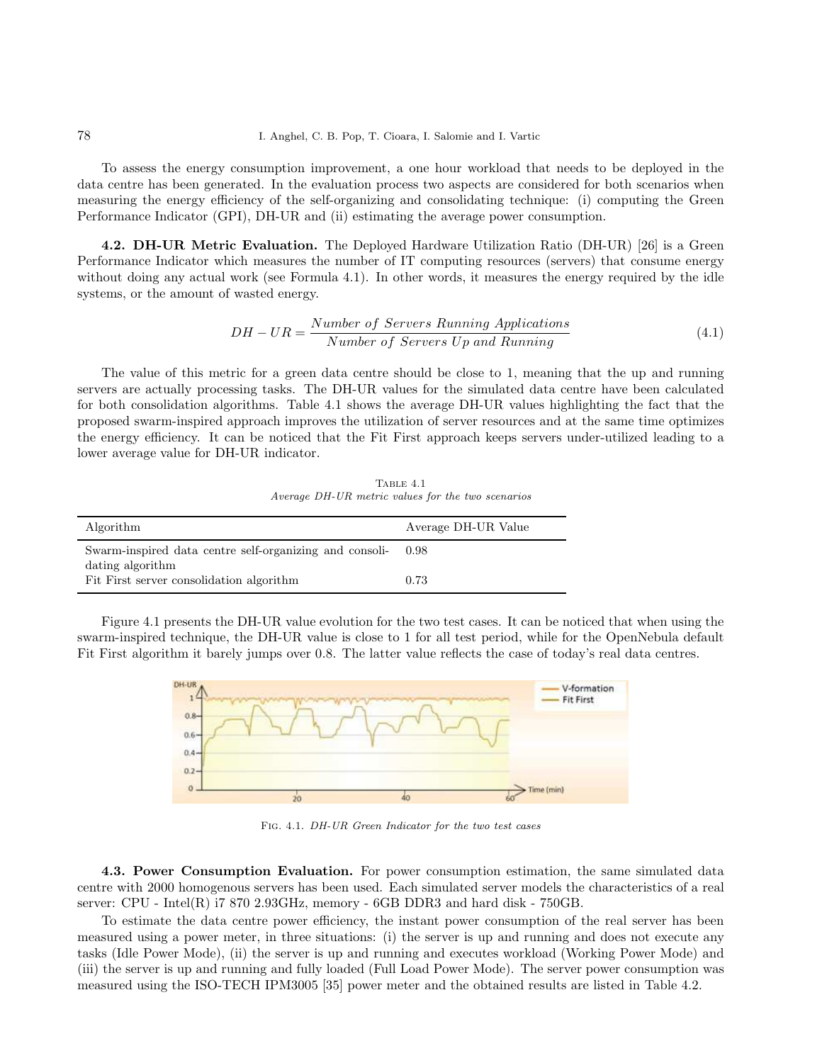To assess the energy consumption improvement, a one hour workload that needs to be deployed in the data centre has been generated. In the evaluation process two aspects are considered for both scenarios when measuring the energy efficiency of the self-organizing and consolidating technique: (i) computing the Green Performance Indicator (GPI), DH-UR and (ii) estimating the average power consumption.

**4.2. DH-UR Metric Evaluation.** The Deployed Hardware Utilization Ratio (DH-UR) [26] is a Green Performance Indicator which measures the number of IT computing resources (servers) that consume energy without doing any actual work (see Formula 4.1). In other words, it measures the energy required by the idle systems, or the amount of wasted energy.

$$DH-UR = \frac{Number\ of\ Servers\ Running\ Applications}{Number\ of\ Servers\ Up\ and\ Running} \tag{4.1}$$

The value of this metric for a green data centre should be close to 1, meaning that the up and running servers are actually processing tasks. The DH-UR values for the simulated data centre have been calculated for both consolidation algorithms. Table 4.1 shows the average DH-UR values highlighting the fact that the proposed swarm-inspired approach improves the utilization of server resources and at the same time optimizes the energy efficiency. It can be noticed that the Fit First approach keeps servers under-utilized leading to a lower average value for DH-UR indicator.

Table 4.1
*Average DH-UR metric values for the two scenarios*

| Algorithm | Average DH-UR Value |
|---|---|
| Swarm-inspired data centre self-organizing and consolidating algorithm | 0.98 |
| Fit First server consolidation algorithm | 0.73 |

Figure 4.1 presents the DH-UR value evolution for the two test cases. It can be noticed that when using the swarm-inspired technique, the DH-UR value is close to 1 for all test period, while for the OpenNebula default Fit First algorithm it barely jumps over 0.8. The latter value reflects the case of today's real data centres.

Fig. 4.1. *DH-UR Green Indicator for the two test cases*

**4.3. Power Consumption Evaluation.** For power consumption estimation, the same simulated data centre with 2000 homogenous servers has been used. Each simulated server models the characteristics of a real server: CPU - Intel(R) i7 870 2.93GHz, memory - 6GB DDR3 and hard disk - 750GB.

To estimate the data centre power efficiency, the instant power consumption of the real server has been measured using a power meter, in three situations: (i) the server is up and running and does not execute any tasks (Idle Power Mode), (ii) the server is up and running and executes workload (Working Power Mode) and (iii) the server is up and running and fully loaded (Full Load Power Mode). The server power consumption was measured using the ISO-TECH IPM3005 [35] power meter and the obtained results are listed in Table 4.2.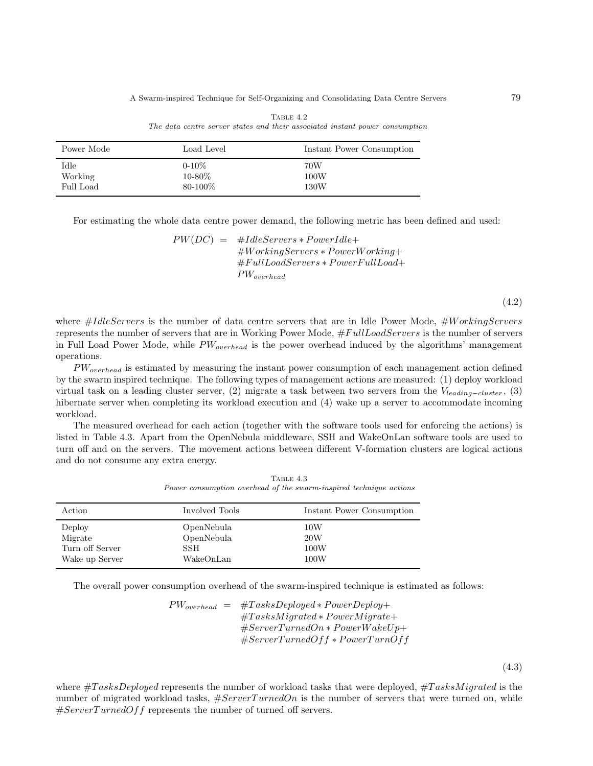Table 4.2
*The data centre server states and their associated instant power consumption*

| Power Mode | Load Level | Instant Power Consumption |
|---|---|---|
| Idle | 0-10% | 70W |
| Working | 10-80% | 100W |
| Full Load | 80-100% | 130W |

For estimating the whole data centre power demand, the following metric has been defined and used:

$$
\begin{aligned}
PW(DC) \;=\; & \#IdleServers * PowerIdle + \\
& \#WorkingServers * PowerWorking + \\
& \#FullLoadServers * PowerFullLoad + \\
& PW_{overhead}
\end{aligned}
\tag{4.2}
$$

where $\#IdleServers$ is the number of data centre servers that are in Idle Power Mode, $\#WorkingServers$ represents the number of servers that are in Working Power Mode, $\#FullLoadServers$ is the number of servers in Full Load Power Mode, while $PW_{overhead}$ is the power overhead induced by the algorithms' management operations.

$PW_{overhead}$ is estimated by measuring the instant power consumption of each management action defined by the swarm inspired technique. The following types of management actions are measured: (1) deploy workload virtual task on a leading cluster server, (2) migrate a task between two servers from the $V_{leading-cluster}$, (3) hibernate server when completing its workload execution and (4) wake up a server to accommodate incoming workload.

The measured overhead for each action (together with the software tools used for enforcing the actions) is listed in Table 4.3. Apart from the OpenNebula middleware, SSH and WakeOnLan software tools are used to turn off and on the servers. The movement actions between different V-formation clusters are logical actions and do not consume any extra energy.

Table 4.3
*Power consumption overhead of the swarm-inspired technique actions*

| Action | Involved Tools | Instant Power Consumption |
|---|---|---|
| Deploy | OpenNebula | 10W |
| Migrate | OpenNebula | 20W |
| Turn off Server | SSH | 100W |
| Wake up Server | WakeOnLan | 100W |

The overall power consumption overhead of the swarm-inspired technique is estimated as follows:

$$
\begin{aligned}
PW_{overhead} \;=\; & \#TasksDeployed * PowerDeploy + \\
& \#TasksMigrated * PowerMigrate + \\
& \#ServerTurnedOn * PowerWakeUp + \\
& \#ServerTurnedOff * PowerTurnOff
\end{aligned}
\tag{4.3}
$$

where $\#TasksDeployed$ represents the number of workload tasks that were deployed, $\#TasksMigrated$ is the number of migrated workload tasks, $\#ServerTurnedOn$ is the number of servers that were turned on, while $\#ServerTurnedOff$ represents the number of turned off servers.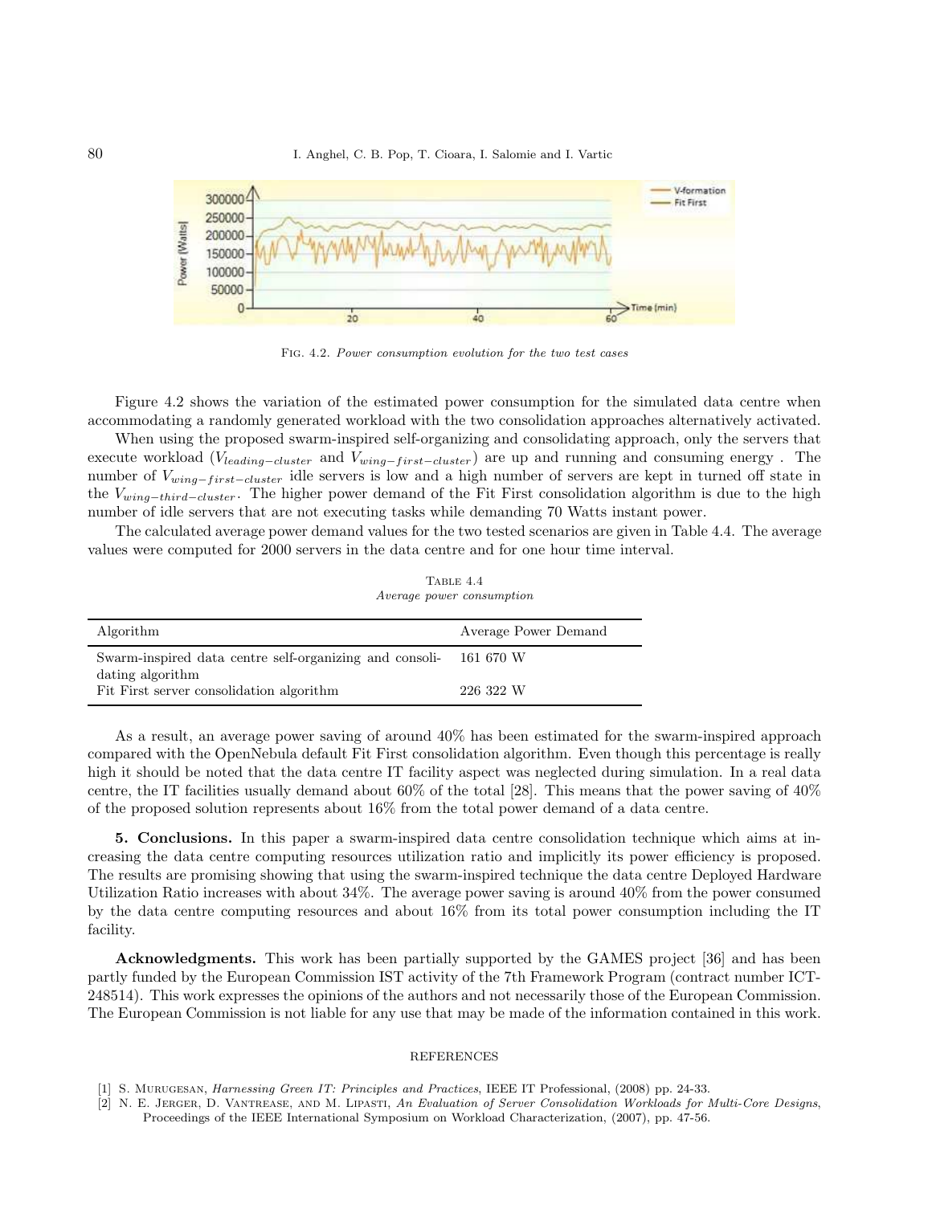Fig. 4.2. *Power consumption evolution for the two test cases*

Figure 4.2 shows the variation of the estimated power consumption for the simulated data centre when accommodating a randomly generated workload with the two consolidation approaches alternatively activated.

When using the proposed swarm-inspired self-organizing and consolidating approach, only the servers that execute workload ($V_{leading-cluster}$ and $V_{wing-first-cluster}$) are up and running and consuming energy . The number of $V_{wing-first-cluster}$ idle servers is low and a high number of servers are kept in turned off state in the $V_{wing-third-cluster}$. The higher power demand of the Fit First consolidation algorithm is due to the high number of idle servers that are not executing tasks while demanding 70 Watts instant power.

The calculated average power demand values for the two tested scenarios are given in Table 4.4. The average values were computed for 2000 servers in the data centre and for one hour time interval.

Table 4.4
*Average power consumption*

| Algorithm | Average Power Demand |
|---|---|
| Swarm-inspired data centre self-organizing and consolidating algorithm | 161 670 W |
| Fit First server consolidation algorithm | 226 322 W |

As a result, an average power saving of around 40% has been estimated for the swarm-inspired approach compared with the OpenNebula default Fit First consolidation algorithm. Even though this percentage is really high it should be noted that the data centre IT facility aspect was neglected during simulation. In a real data centre, the IT facilities usually demand about 60% of the total [28]. This means that the power saving of 40% of the proposed solution represents about 16% from the total power demand of a data centre.

**5. Conclusions.** In this paper a swarm-inspired data centre consolidation technique which aims at increasing the data centre computing resources utilization ratio and implicitly its power efficiency is proposed. The results are promising showing that using the swarm-inspired technique the data centre Deployed Hardware Utilization Ratio increases with about 34%. The average power saving is around 40% from the power consumed by the data centre computing resources and about 16% from its total power consumption including the IT facility.

**Acknowledgments.** This work has been partially supported by the GAMES project [36] and has been partly funded by the European Commission IST activity of the 7th Framework Program (contract number ICT-248514). This work expresses the opinions of the authors and not necessarily those of the European Commission. The European Commission is not liable for any use that may be made of the information contained in this work.

## REFERENCES

[1] S. Murugesan, *Harnessing Green IT: Principles and Practices*, IEEE IT Professional, (2008) pp. 24-33.

[2] N. E. Jerger, D. Vantrease, and M. Lipasti, *An Evaluation of Server Consolidation Workloads for Multi-Core Designs*, Proceedings of the IEEE International Symposium on Workload Characterization, (2007), pp. 47-56.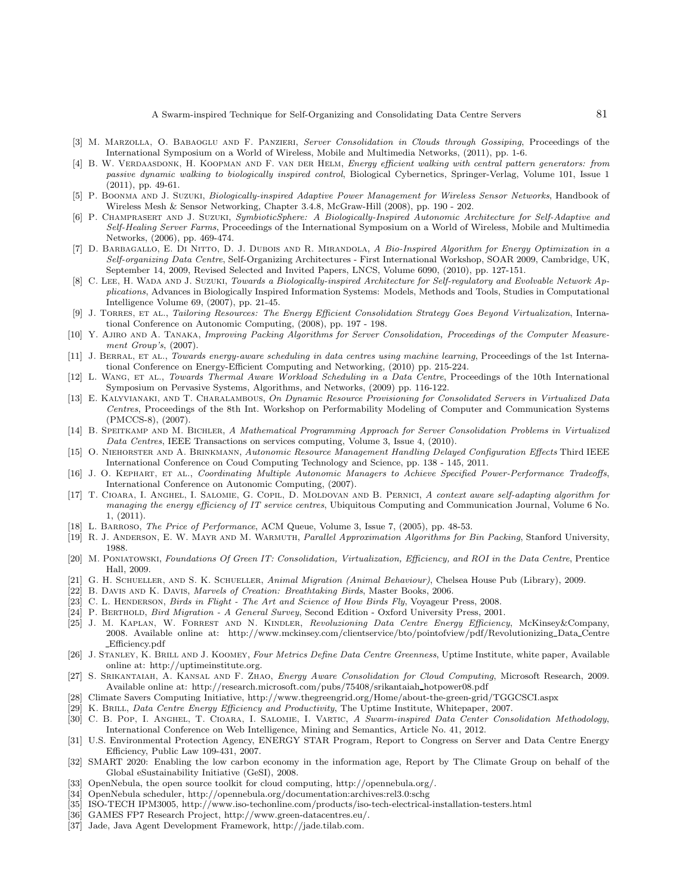[3] M. Marzolla, O. Babaoglu and F. Panzieri, *Server Consolidation in Clouds through Gossiping*, Proceedings of the International Symposium on a World of Wireless, Mobile and Multimedia Networks, (2011), pp. 1-6.

[4] B. W. Verdaasdonk, H. Koopman and F. van der Helm, *Energy efficient walking with central pattern generators: from passive dynamic walking to biologically inspired control*, Biological Cybernetics, Springer-Verlag, Volume 101, Issue 1 (2011), pp. 49-61.

[5] P. Boonma and J. Suzuki, *Biologically-inspired Adaptive Power Management for Wireless Sensor Networks*, Handbook of Wireless Mesh & Sensor Networking, Chapter 3.4.8, McGraw-Hill (2008), pp. 190 - 202.

[6] P. Champrasert and J. Suzuki, *SymbioticSphere: A Biologically-Inspired Autonomic Architecture for Self-Adaptive and Self-Healing Server Farms*, Proceedings of the International Symposium on a World of Wireless, Mobile and Multimedia Networks, (2006), pp. 469-474.

[7] D. Barbagallo, E. Di Nitto, D. J. Dubois and R. Mirandola, *A Bio-Inspired Algorithm for Energy Optimization in a Self-organizing Data Centre*, Self-Organizing Architectures - First International Workshop, SOAR 2009, Cambridge, UK, September 14, 2009, Revised Selected and Invited Papers, LNCS, Volume 6090, (2010), pp. 127-151.

[8] C. Lee, H. Wada and J. Suzuki, *Towards a Biologically-inspired Architecture for Self-regulatory and Evolvable Network Applications*, Advances in Biologically Inspired Information Systems: Models, Methods and Tools, Studies in Computational Intelligence Volume 69, (2007), pp. 21-45.

[9] J. Torres, et al., *Tailoring Resources: The Energy Efficient Consolidation Strategy Goes Beyond Virtualization*, International Conference on Autonomic Computing, (2008), pp. 197 - 198.

[10] Y. Ajiro and A. Tanaka, *Improving Packing Algorithms for Server Consolidation, Proceedings of the Computer Measurement Group's*, (2007).

[11] J. Berral, et al., *Towards energy-aware scheduling in data centres using machine learning*, Proceedings of the 1st International Conference on Energy-Efficient Computing and Networking, (2010) pp. 215-224.

[12] L. Wang, et al., *Towards Thermal Aware Workload Scheduling in a Data Centre*, Proceedings of the 10th International Symposium on Pervasive Systems, Algorithms, and Networks, (2009) pp. 116-122.

[13] E. Kalyvianaki, and T. Charalambous, *On Dynamic Resource Provisioning for Consolidated Servers in Virtualized Data Centres*, Proceedings of the 8th Int. Workshop on Performability Modeling of Computer and Communication Systems (PMCCS-8), (2007).

[14] B. Speitkamp and M. Bichler, *A Mathematical Programming Approach for Server Consolidation Problems in Virtualized Data Centres*, IEEE Transactions on services computing, Volume 3, Issue 4, (2010).

[15] O. Niehorster and A. Brinkmann, *Autonomic Resource Management Handling Delayed Configuration Effects* Third IEEE International Conference on Coud Computing Technology and Science, pp. 138 - 145, 2011.

[16] J. O. Kephart, et al., *Coordinating Multiple Autonomic Managers to Achieve Specified Power-Performance Tradeoffs*, International Conference on Autonomic Computing, (2007).

[17] T. Cioara, I. Anghel, I. Salomie, G. Copil, D. Moldovan and B. Pernici, *A context aware self-adapting algorithm for managing the energy efficiency of IT service centres*, Ubiquitous Computing and Communication Journal, Volume 6 No. 1, (2011).

[18] L. Barroso, *The Price of Performance*, ACM Queue, Volume 3, Issue 7, (2005), pp. 48-53.

[19] R. J. Anderson, E. W. Mayr and M. Warmuth, *Parallel Approximation Algorithms for Bin Packing*, Stanford University, 1988.

[20] M. Poniatowski, *Foundations Of Green IT: Consolidation, Virtualization, Efficiency, and ROI in the Data Centre*, Prentice Hall, 2009.

[21] G. H. Schueller, and S. K. Schueller, *Animal Migration (Animal Behaviour)*, Chelsea House Pub (Library), 2009.

[22] B. Davis and K. Davis, *Marvels of Creation: Breathtaking Birds*, Master Books, 2006.

[23] C. L. Henderson, *Birds in Flight - The Art and Science of How Birds Fly*, Voyageur Press, 2008.

[24] P. Berthold, *Bird Migration - A General Survey*, Second Edition - Oxford University Press, 2001.

[25] J. M. Kaplan, W. Forrest and N. Kindler, *Revoluzioning Data Centre Energy Efficiency*, McKinsey&Company, 2008. Available online at: http://www.mckinsey.com/clientservice/bto/pointofview/pdf/Revolutionizing_Data_Centre_Efficiency.pdf

[26] J. Stanley, K. Brill and J. Koomey, *Four Metrics Define Data Centre Greenness*, Uptime Institute, white paper, Available online at: http://uptimeinstitute.org.

[27] S. Srikantaiah, A. Kansal and F. Zhao, *Energy Aware Consolidation for Cloud Computing*, Microsoft Research, 2009. Available online at: http://research.microsoft.com/pubs/75408/srikantaiah_hotpower08.pdf

[28] Climate Savers Computing Initiative, http://www.thegreengrid.org/Home/about-the-green-grid/TGGCSCI.aspx

[29] K. Brill, *Data Centre Energy Efficiency and Productivity*, The Uptime Institute, Whitepaper, 2007.

[30] C. B. Pop, I. Anghel, T. Cioara, I. Salomie, I. Vartic, *A Swarm-inspired Data Center Consolidation Methodology*, International Conference on Web Intelligence, Mining and Semantics, Article No. 41, 2012.

[31] U.S. Environmental Protection Agency, ENERGY STAR Program, Report to Congress on Server and Data Centre Energy Efficiency, Public Law 109-431, 2007.

[32] SMART 2020: Enabling the low carbon economy in the information age, Report by The Climate Group on behalf of the Global eSustainability Initiative (GeSI), 2008.

[33] OpenNebula, the open source toolkit for cloud computing, http://opennebula.org/.

[34] OpenNebula scheduler, http://opennebula.org/documentation:archives:rel3.0:schg

[35] ISO-TECH IPM3005, http://www.iso-techonline.com/products/iso-tech-electrical-installation-testers.html

[36] GAMES FP7 Research Project, http://www.green-datacentres.eu/.

[37] Jade, Java Agent Development Framework, http://jade.tilab.com.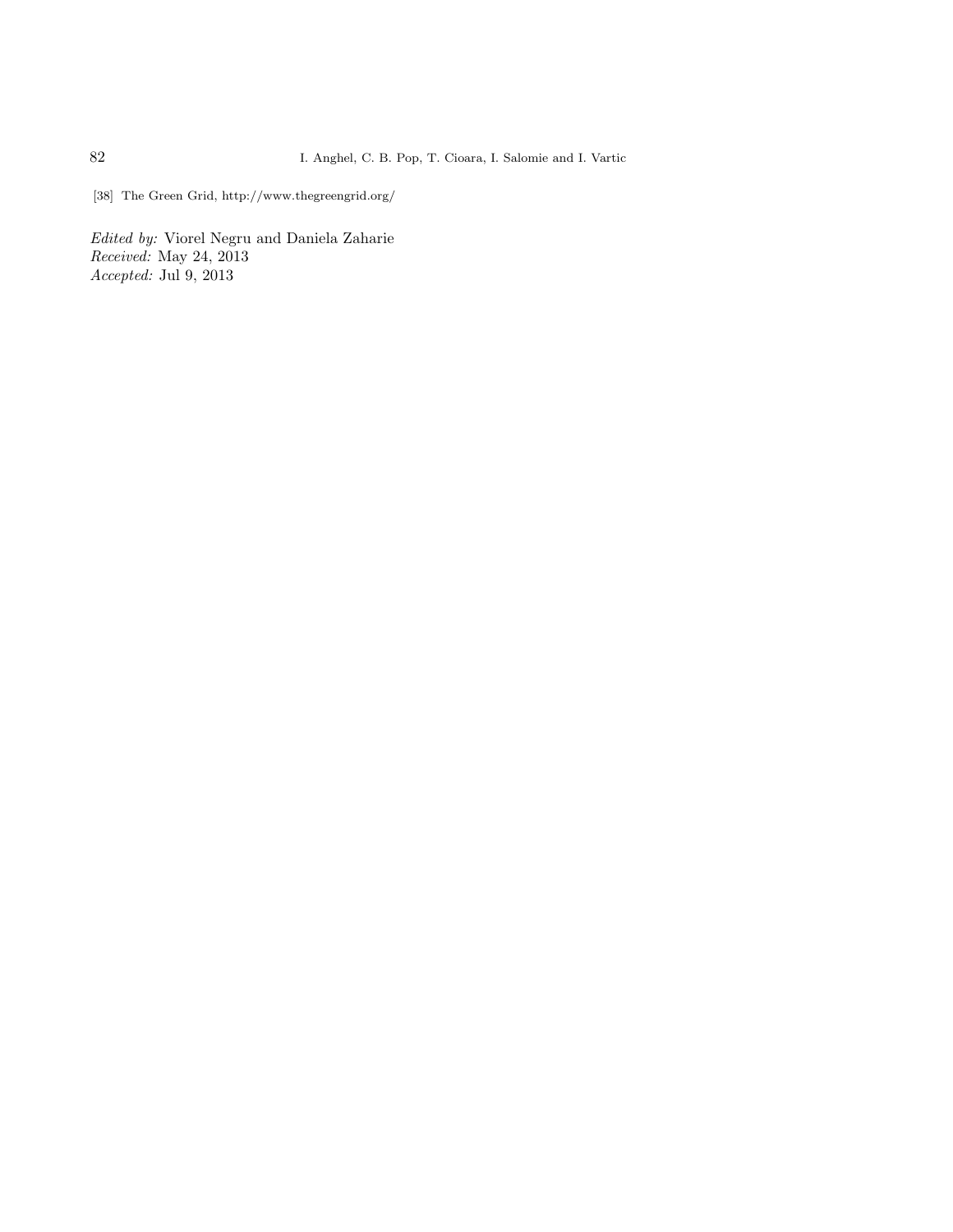[38] The Green Grid, http://www.thegreengrid.org/

*Edited by:* Viorel Negru and Daniela Zaharie
*Received:* May 24, 2013
*Accepted:* Jul 9, 2013